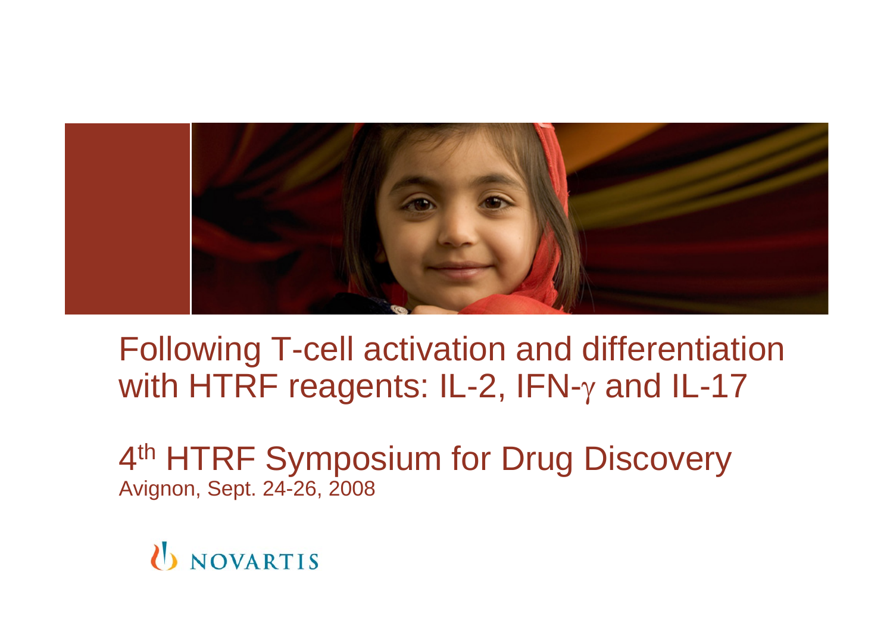# Following T-cell activation and differentiation with HTRF reagents: IL-2, IFN-$\gamma$ and IL-17

## $4^{th}$ HTRF Symposium for Drug Discovery

Avignon, Sept. 24-26, 2008

NOVARTIS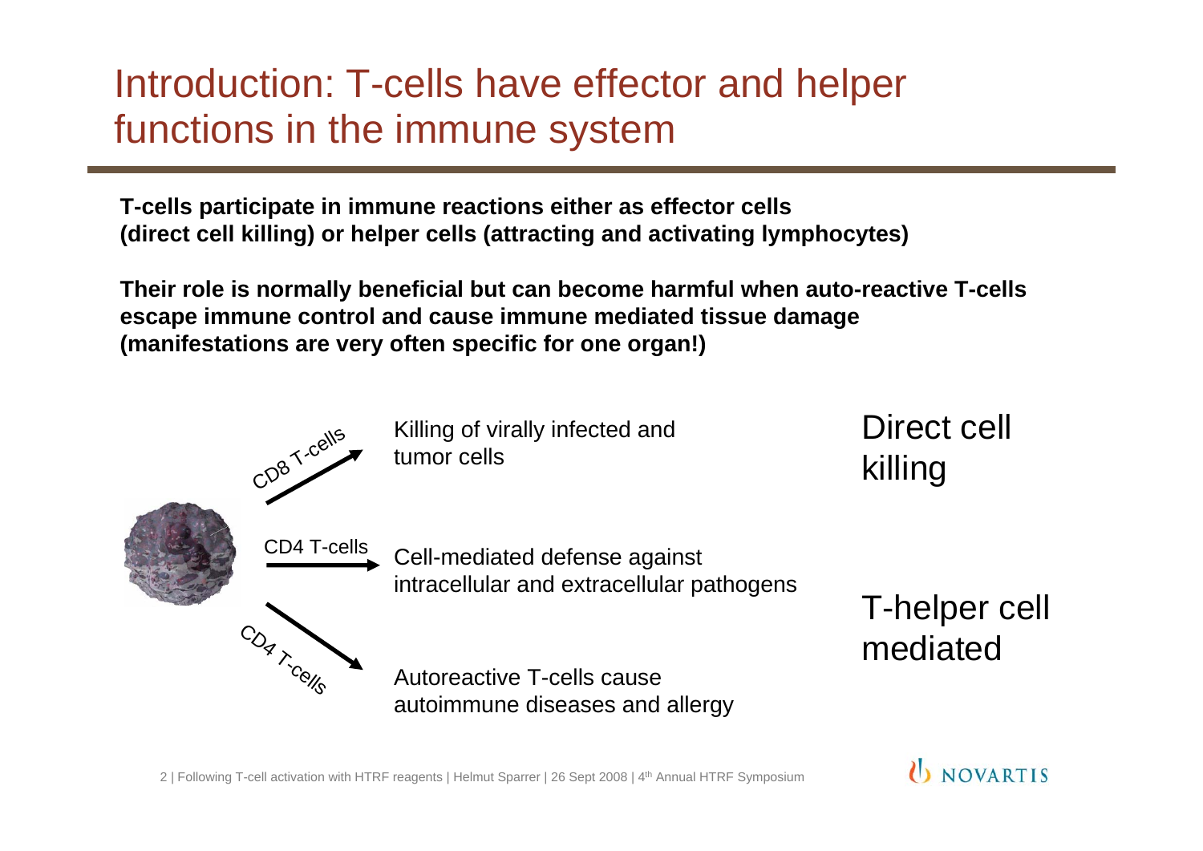# Introduction: T-cells have effector and helper functions in the immune system

**T-cells participate in immune reactions either as effector cells (direct cell killing) or helper cells (attracting and activating lymphocytes)**

**Their role is normally beneficial but can become harmful when auto-reactive T-cells escape immune control and cause immune mediated tissue damage (manifestations are very often specific for one organ!)**

CD8 T-cells → Killing of virally infected and tumor cells — **Direct cell killing**

CD4 T-cells → Cell-mediated defense against intracellular and extracellular pathogens — **T-helper cell mediated**

CD4 T-cells → Autoreactive T-cells cause autoimmune diseases and allergy — **T-helper cell mediated**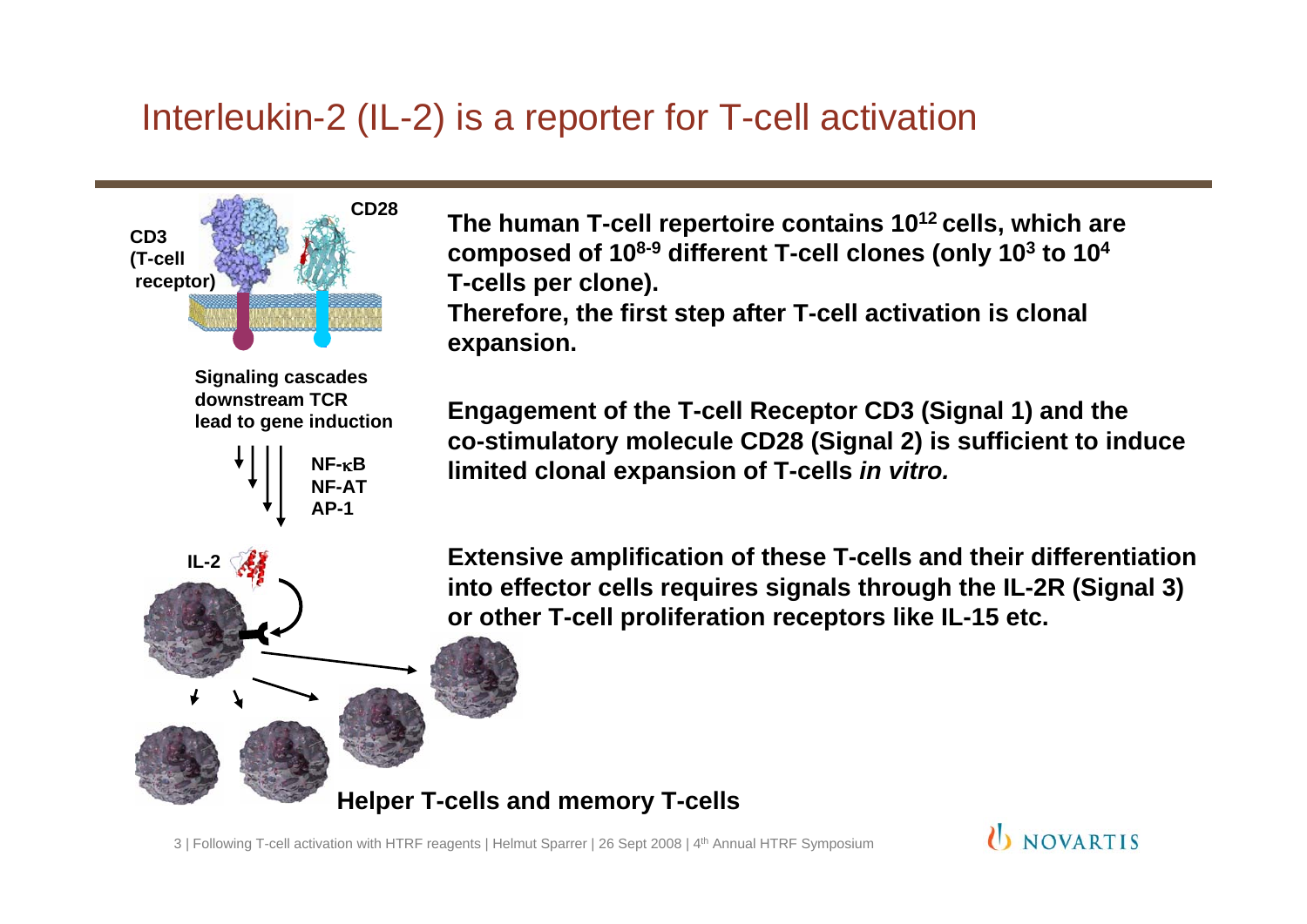# Interleukin-2 (IL-2) is a reporter for T-cell activation

CD3 (T-cell receptor)

CD28

Signaling cascades downstream TCR lead to gene induction

NF-κB
NF-AT
AP-1

IL-2

Helper T-cells and memory T-cells

**The human T-cell repertoire contains $10^{12}$ cells, which are composed of $10^{8\text{-}9}$ different T-cell clones (only $10^3$ to $10^4$ T-cells per clone).**
**Therefore, the first step after T-cell activation is clonal expansion.**

**Engagement of the T-cell Receptor CD3 (Signal 1) and the co-stimulatory molecule CD28 (Signal 2) is sufficient to induce limited clonal expansion of T-cells *in vitro.***

**Extensive amplification of these T-cells and their differentiation into effector cells requires signals through the IL-2R (Signal 3) or other T-cell proliferation receptors like IL-15 etc.**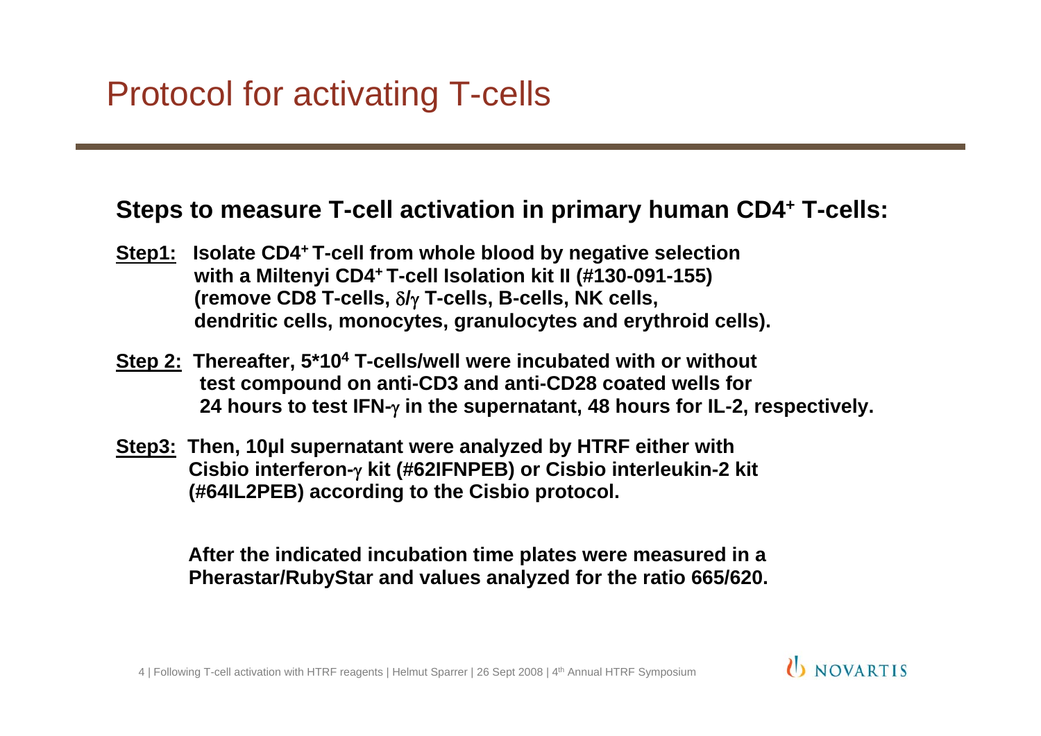# Protocol for activating T-cells

**Steps to measure T-cell activation in primary human $CD4^+$ T-cells:**

**Step1:** **Isolate $CD4^+$ T-cell from whole blood by negative selection with a Miltenyi $CD4^+$ T-cell Isolation kit II (#130-091-155) (remove CD8 T-cells, δ/γ T-cells, B-cells, NK cells, dendritic cells, monocytes, granulocytes and erythroid cells).**

**Step 2:** **Thereafter, $5*10^4$ T-cells/well were incubated with or without test compound on anti-CD3 and anti-CD28 coated wells for 24 hours to test IFN-γ in the supernatant, 48 hours for IL-2, respectively.**

**Step3:** **Then, 10µl supernatant were analyzed by HTRF either with Cisbio interferon-γ kit (#62IFNPEB) or Cisbio interleukin-2 kit (#64IL2PEB) according to the Cisbio protocol.**

**After the indicated incubation time plates were measured in a Pherastar/RubyStar and values analyzed for the ratio 665/620.**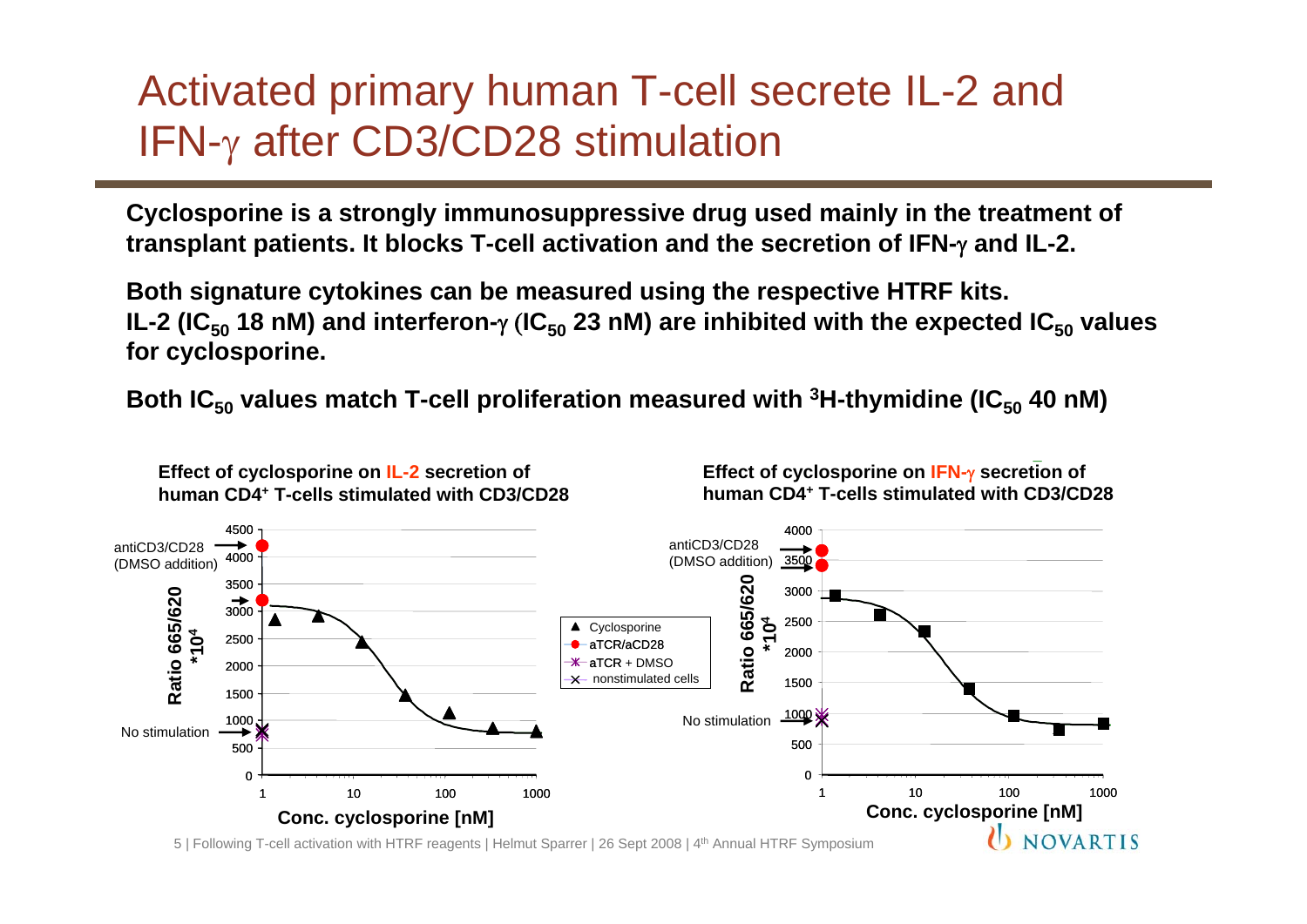# Activated primary human T-cell secrete IL-2 and IFN-$\gamma$ after CD3/CD28 stimulation

**Cyclosporine is a strongly immunosuppressive drug used mainly in the treatment of transplant patients. It blocks T-cell activation and the secretion of IFN-$\gamma$ and IL-2.**

**Both signature cytokines can be measured using the respective HTRF kits. IL-2 ($IC_{50}$ 18 nM) and interferon-$\gamma$ ($IC_{50}$ 23 nM) are inhibited with the expected $IC_{50}$ values for cyclosporine.**

**Both $IC_{50}$ values match T-cell proliferation measured with $^{3}H$-thymidine ($IC_{50}$ 40 nM)**

**Effect of cyclosporine on IL-2 secretion of human CD4$^{+}$ T-cells stimulated with CD3/CD28**

**Effect of cyclosporine on IFN-$\gamma$ secretion of human CD4$^{+}$ T-cells stimulated with CD3/CD28**

antiCD3/CD28 (DMSO addition)

No stimulation

Ratio 665/620 $*10^4$

Conc. cyclosporine [nM]

- Cyclosporine
- aTCR/aCD28
- aTCR + DMSO
- nonstimulated cells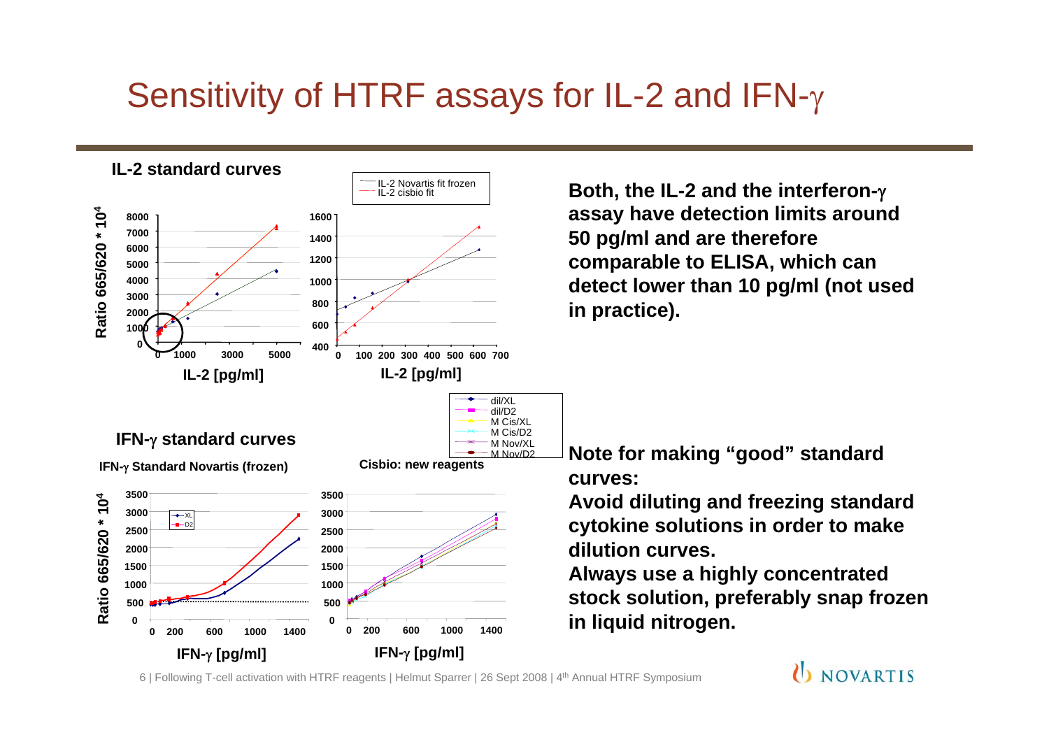# Sensitivity of HTRF assays for IL-2 and IFN-γ

## IL-2 standard curves

IL-2 Novartis fit frozen
IL-2 cisbio fit

Ratio 665/620 * $10^4$

IL-2 [pg/ml]

## IFN-γ standard curves

IFN-γ Standard Novartis (frozen)

Cisbio: new reagents

dil/XL
dil/D2
M Cis/XL
M Cis/D2
M Nov/XL
M Nov/D2

Ratio 665/620 * $10^4$

IFN-γ [pg/ml]

**Both, the IL-2 and the interferon-γ assay have detection limits around 50 pg/ml and are therefore comparable to ELISA, which can detect lower than 10 pg/ml (not used in practice).**

**Note for making "good" standard curves:**
**Avoid diluting and freezing standard cytokine solutions in order to make dilution curves.**
**Always use a highly concentrated stock solution, preferably snap frozen in liquid nitrogen.**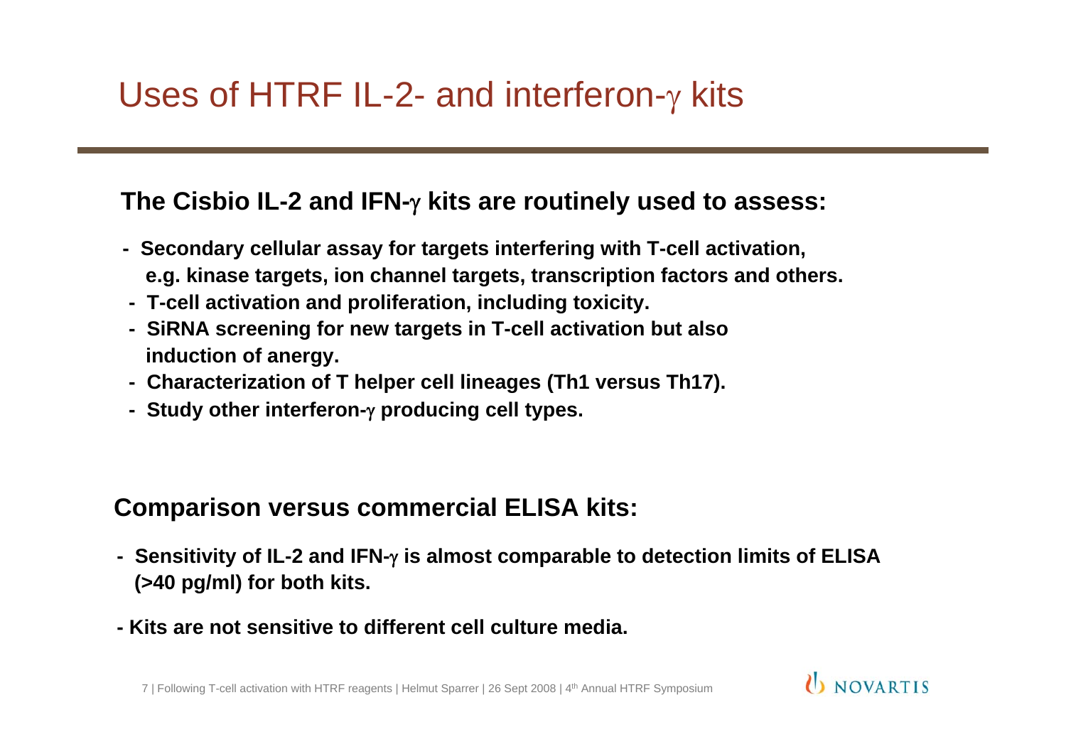# Uses of HTRF IL-2- and interferon-γ kits

**The Cisbio IL-2 and IFN-γ kits are routinely used to assess:**

- **Secondary cellular assay for targets interfering with T-cell activation, e.g. kinase targets, ion channel targets, transcription factors and others.**
- **T-cell activation and proliferation, including toxicity.**
- **SiRNA screening for new targets in T-cell activation but also induction of anergy.**
- **Characterization of T helper cell lineages (Th1 versus Th17).**
- **Study other interferon-γ producing cell types.**

**Comparison versus commercial ELISA kits:**

- **Sensitivity of IL-2 and IFN-γ is almost comparable to detection limits of ELISA (>40 pg/ml) for both kits.**
- **Kits are not sensitive to different cell culture media.**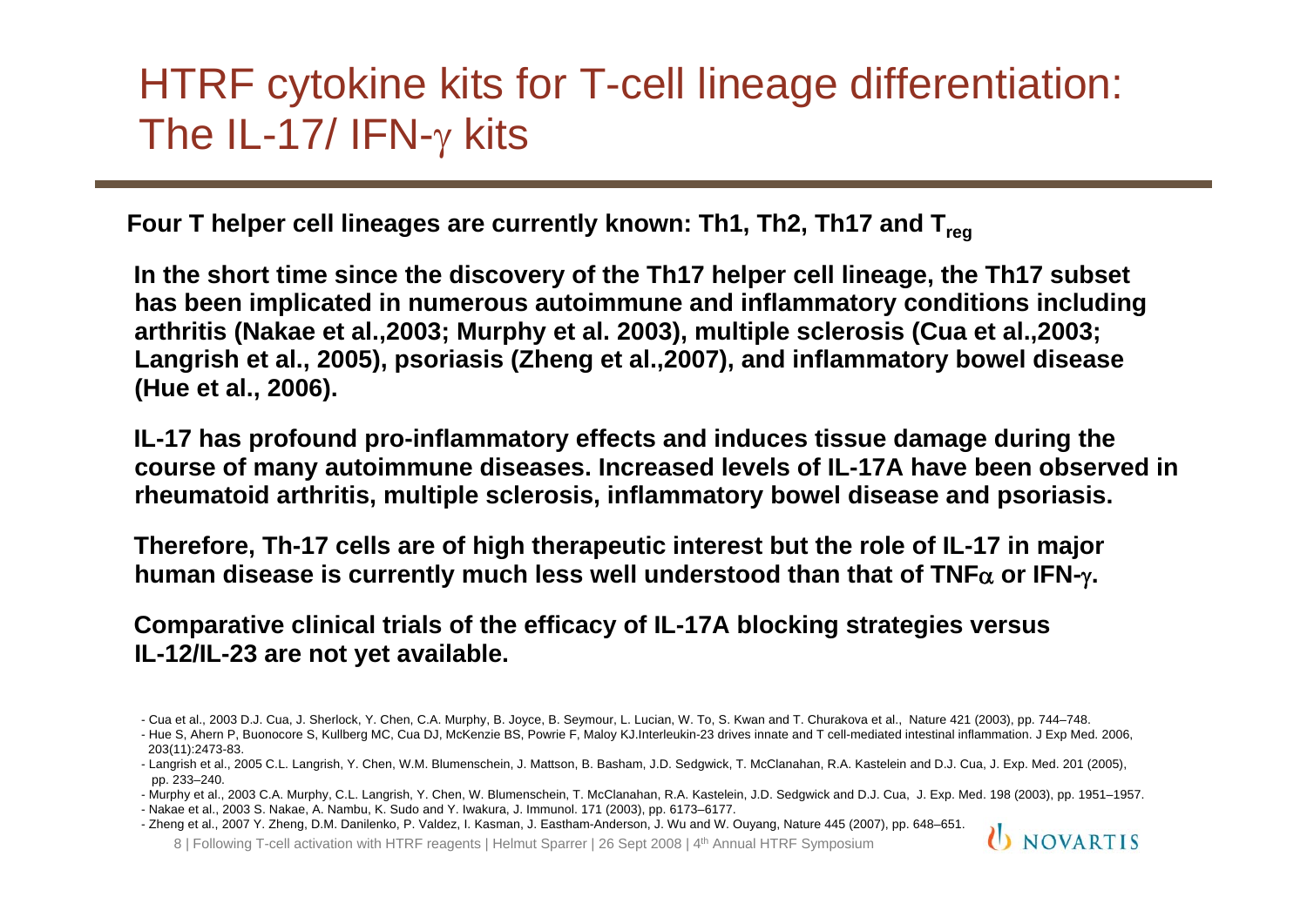# HTRF cytokine kits for T-cell lineage differentiation: The IL-17/ IFN-$\gamma$ kits

**Four T helper cell lineages are currently known: Th1, Th2, Th17 and $T_{reg}$**

**In the short time since the discovery of the Th17 helper cell lineage, the Th17 subset has been implicated in numerous autoimmune and inflammatory conditions including arthritis (Nakae et al.,2003; Murphy et al. 2003), multiple sclerosis (Cua et al.,2003; Langrish et al., 2005), psoriasis (Zheng et al.,2007), and inflammatory bowel disease (Hue et al., 2006).**

**IL-17 has profound pro-inflammatory effects and induces tissue damage during the course of many autoimmune diseases. Increased levels of IL-17A have been observed in rheumatoid arthritis, multiple sclerosis, inflammatory bowel disease and psoriasis.**

**Therefore, Th-17 cells are of high therapeutic interest but the role of IL-17 in major human disease is currently much less well understood than that of TNF$\alpha$ or IFN-$\gamma$.**

**Comparative clinical trials of the efficacy of IL-17A blocking strategies versus IL-12/IL-23 are not yet available.**

- Cua et al., 2003 D.J. Cua, J. Sherlock, Y. Chen, C.A. Murphy, B. Joyce, B. Seymour, L. Lucian, W. To, S. Kwan and T. Churakova et al., Nature 421 (2003), pp. 744–748.
- Hue S, Ahern P, Buonocore S, Kullberg MC, Cua DJ, McKenzie BS, Powrie F, Maloy KJ.Interleukin-23 drives innate and T cell-mediated intestinal inflammation. J Exp Med. 2006, 203(11):2473-83.
- Langrish et al., 2005 C.L. Langrish, Y. Chen, W.M. Blumenschein, J. Mattson, B. Basham, J.D. Sedgwick, T. McClanahan, R.A. Kastelein and D.J. Cua, J. Exp. Med. 201 (2005), pp. 233–240.
- Murphy et al., 2003 C.A. Murphy, C.L. Langrish, Y. Chen, W. Blumenschein, T. McClanahan, R.A. Kastelein, J.D. Sedgwick and D.J. Cua, J. Exp. Med. 198 (2003), pp. 1951–1957.
- Nakae et al., 2003 S. Nakae, A. Nambu, K. Sudo and Y. Iwakura, J. Immunol. 171 (2003), pp. 6173–6177.
- Zheng et al., 2007 Y. Zheng, D.M. Danilenko, P. Valdez, I. Kasman, J. Eastham-Anderson, J. Wu and W. Ouyang, Nature 445 (2007), pp. 648–651.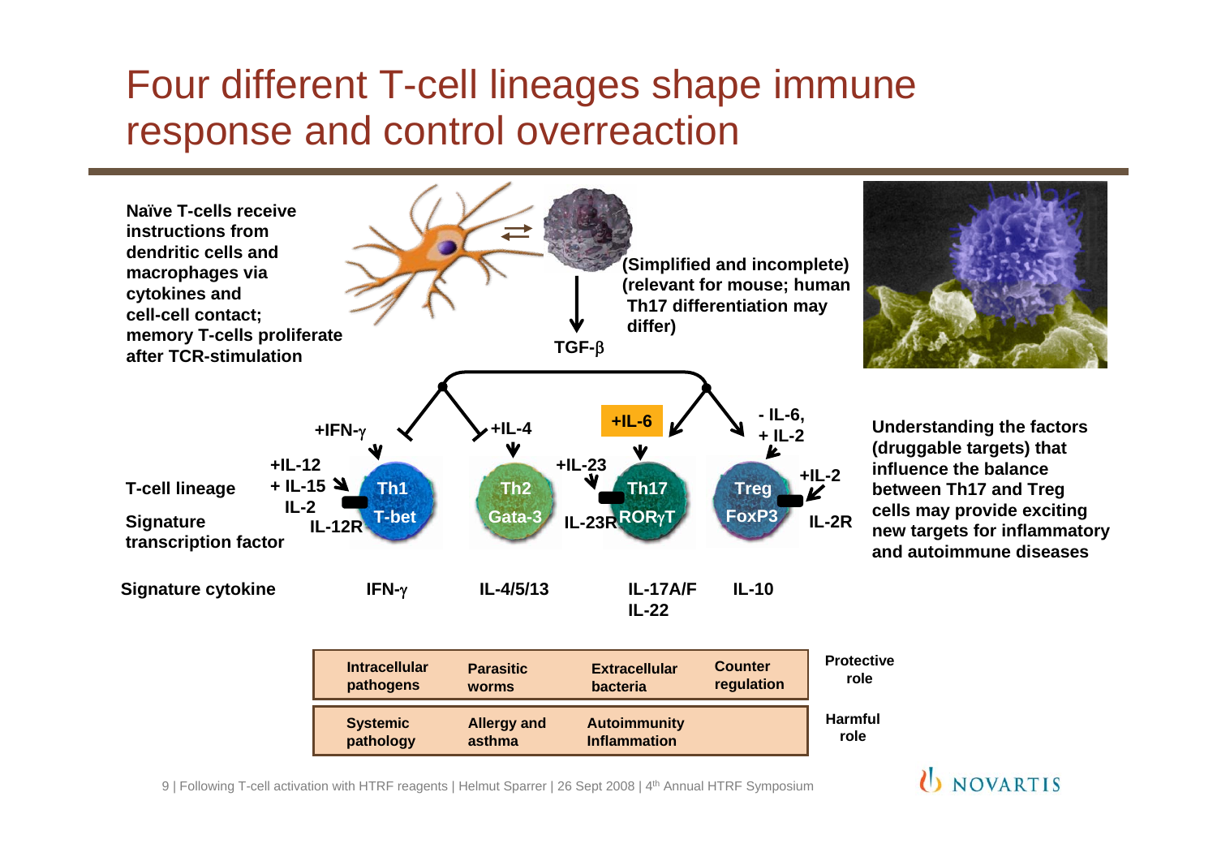# Four different T-cell lineages shape immune response and control overreaction

**Naïve T-cells receive instructions from dendritic cells and macrophages via cytokines and cell-cell contact; memory T-cells proliferate after TCR-stimulation**

**(Simplified and incomplete) (relevant for mouse; human Th17 differentiation may differ)**

**TGF-β**

| | Th1 | Th2 | Th17 | Treg |
|---|---|---|---|---|
| Inducing signals | +IFN-γ; +IL-12, + IL-15, IL-2 (IL-12R) | +IL-4 | +IL-6; +IL-23 (IL-23R) | - IL-6, + IL-2; +IL-2 (IL-2R) |
| **T-cell lineage** | Th1 | Th2 | Th17 | Treg |
| **Signature transcription factor** | T-bet | Gata-3 | RORγT | FoxP3 |
| **Signature cytokine** | IFN-γ | IL-4/5/13 | IL-17A/F, IL-22 | IL-10 |
| **Protective role** | Intracellular pathogens | Parasitic worms | Extracellular bacteria | Counter regulation |
| **Harmful role** | Systemic pathology | Allergy and asthma | Autoimmunity Inflammation | |

**Understanding the factors (druggable targets) that influence the balance between Th17 and Treg cells may provide exciting new targets for inflammatory and autoimmune diseases**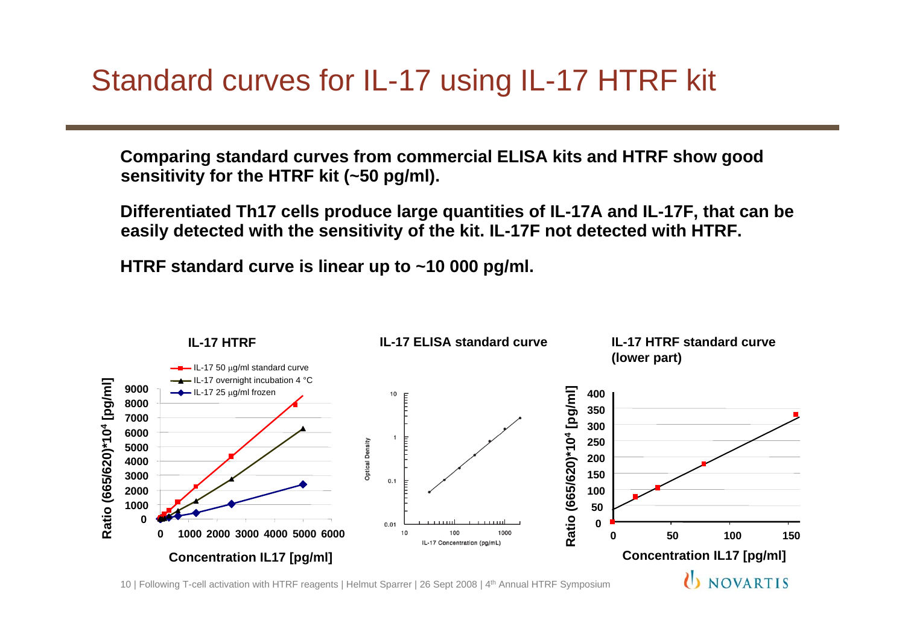# Standard curves for IL-17 using IL-17 HTRF kit

**Comparing standard curves from commercial ELISA kits and HTRF show good sensitivity for the HTRF kit (~50 pg/ml).**

**Differentiated Th17 cells produce large quantities of IL-17A and IL-17F, that can be easily detected with the sensitivity of the kit. IL-17F not detected with HTRF.**

**HTRF standard curve is linear up to ~10 000 pg/ml.**

**IL-17 HTRF**

- IL-17 50 µg/ml standard curve
- IL-17 overnight incubation 4 °C
- IL-17 25 µg/ml frozen

Ratio (665/620)*$10^4$ [pg/ml]

Concentration IL17 [pg/ml]

**IL-17 ELISA standard curve**

Optical Density

IL-17 Concentration (pg/mL)

**IL-17 HTRF standard curve (lower part)**

Ratio (665/620)*$10^4$ [pg/ml]

Concentration IL17 [pg/ml]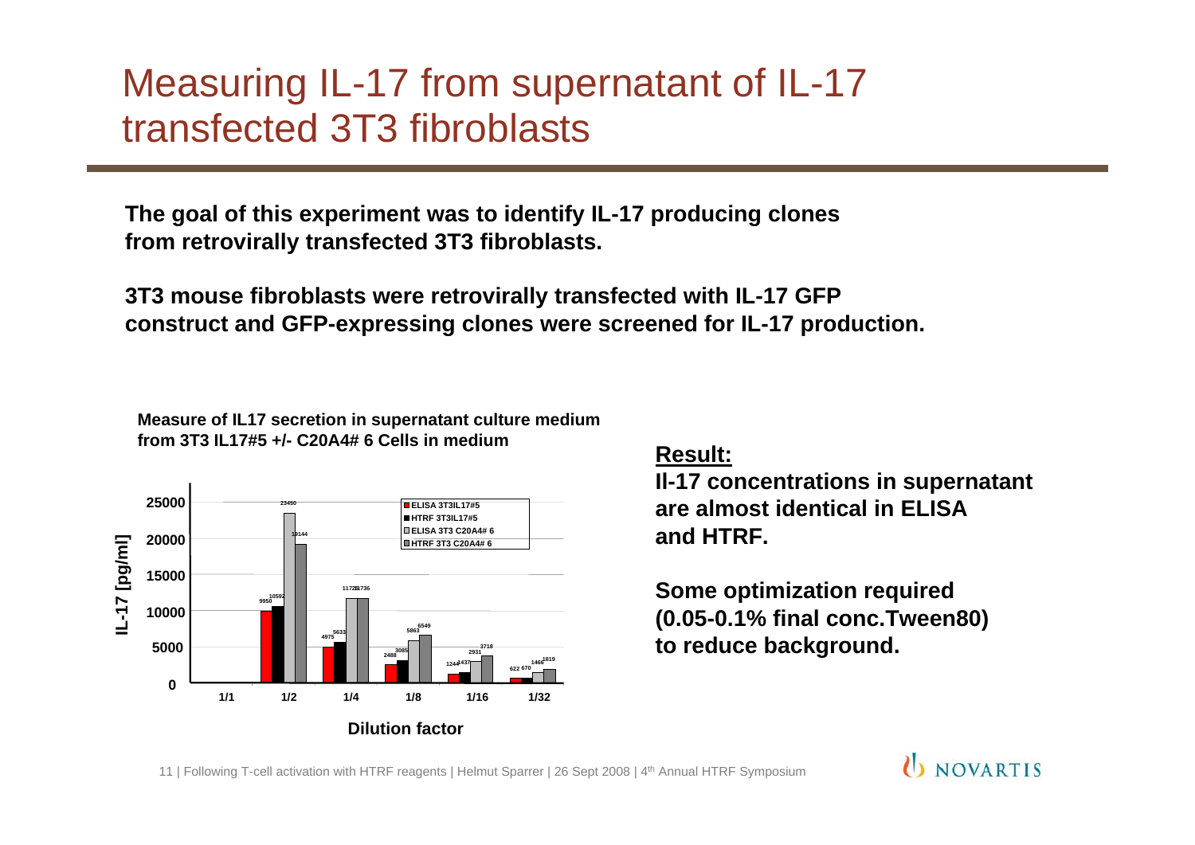# Measuring IL-17 from supernatant of IL-17 transfected 3T3 fibroblasts

**The goal of this experiment was to identify IL-17 producing clones from retrovirally transfected 3T3 fibroblasts.**

**3T3 mouse fibroblasts were retrovirally transfected with IL-17 GFP construct and GFP-expressing clones were screened for IL-17 production.**

**Measure of IL17 secretion in supernatant culture medium from 3T3 IL17#5 +/- C20A4# 6 Cells in medium**

| Dilution factor | ELISA 3T3IL17#5 | HTRF 3T3IL17#5 | ELISA 3T3 C20A4# 6 | HTRF 3T3 C20A4# 6 |
|---|---|---|---|---|
| 1/1 | | | | |
| 1/2 | 9950 | 10592 | 23450 | 19144 |
| 1/4 | 4975 | 5633 | 11725 | 11736 |
| 1/8 | 2488 | 3085 | 5863 | 6549 |
| 1/16 | 1244 | 1437 | 2931 | 3718 |
| 1/32 | 622 | 670 | 1466 | 1819 |

IL-17 [pg/ml] vs. Dilution factor

**Result:**

**Il-17 concentrations in supernatant are almost identical in ELISA and HTRF.**

**Some optimization required (0.05-0.1% final conc.Tween80) to reduce background.**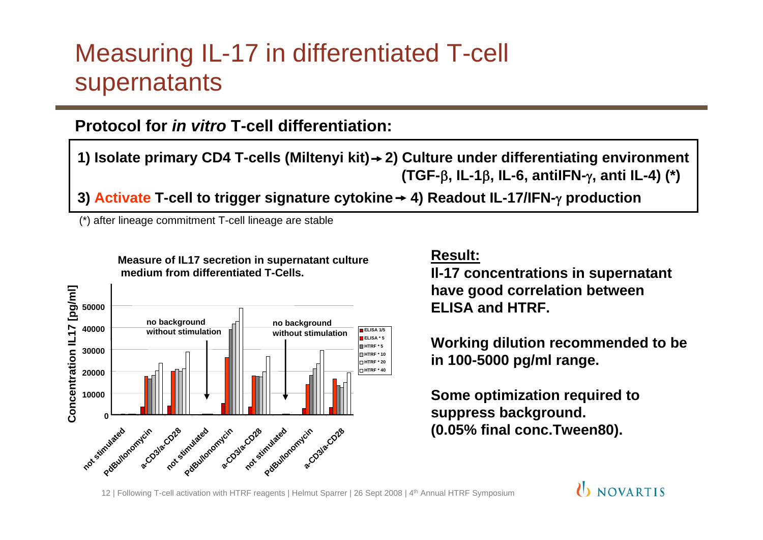# Measuring IL-17 in differentiated T-cell supernatants

**Protocol for *in vitro* T-cell differentiation:**

**1) Isolate primary CD4 T-cells (Miltenyi kit) → 2) Culture under differentiating environment (TGF-β, IL-1β, IL-6, antiIFN-γ, anti IL-4) (*)**

**3) Activate T-cell to trigger signature cytokine → 4) Readout IL-17/IFN-γ production**

(*) after lineage commitment T-cell lineage are stable

**Measure of IL17 secretion in supernatant culture medium from differentiated T-Cells.**

**Result:**

**Il-17 concentrations in supernatant have good correlation between ELISA and HTRF.**

**Working dilution recommended to be in 100-5000 pg/ml range.**

**Some optimization required to suppress background. (0.05% final conc.Tween80).**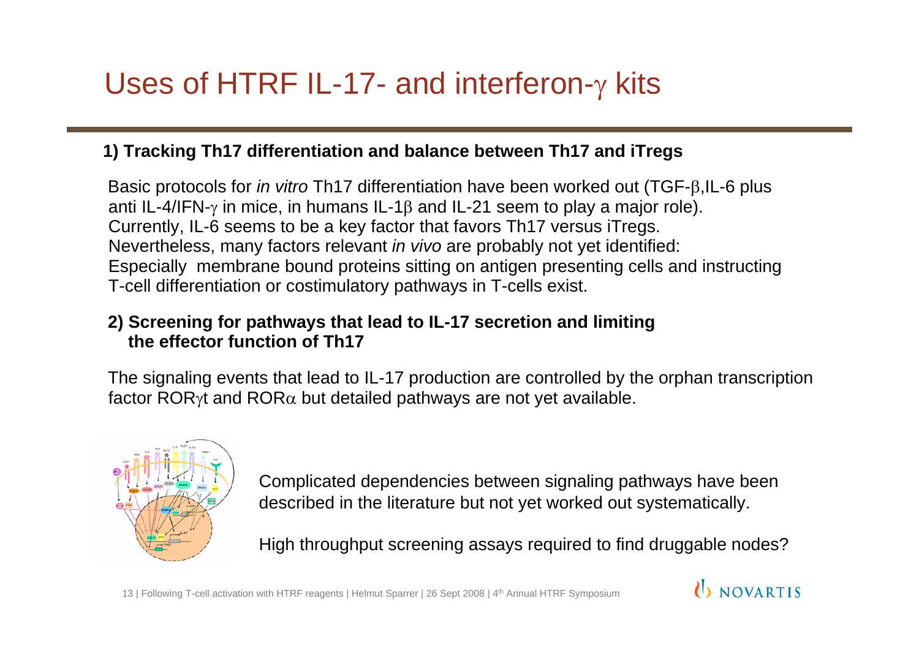# Uses of HTRF IL-17- and interferon-$\gamma$ kits

**1) Tracking Th17 differentiation and balance between Th17 and iTregs**

Basic protocols for *in vitro* Th17 differentiation have been worked out (TGF-$\beta$,IL-6 plus anti IL-4/IFN-$\gamma$ in mice, in humans IL-1$\beta$ and IL-21 seem to play a major role). Currently, IL-6 seems to be a key factor that favors Th17 versus iTregs. Nevertheless, many factors relevant *in vivo* are probably not yet identified: Especially membrane bound proteins sitting on antigen presenting cells and instructing T-cell differentiation or costimulatory pathways in T-cells exist.

**2) Screening for pathways that lead to IL-17 secretion and limiting the effector function of Th17**

The signaling events that lead to IL-17 production are controlled by the orphan transcription factor ROR$\gamma$t and ROR$\alpha$ but detailed pathways are not yet available.

Complicated dependencies between signaling pathways have been described in the literature but not yet worked out systematically.

High throughput screening assays required to find druggable nodes?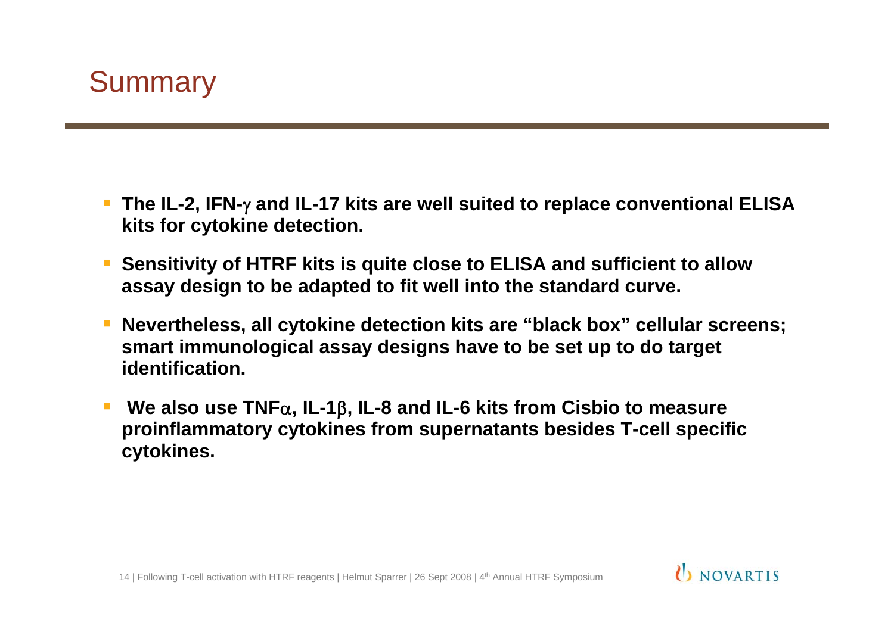# Summary

- **The IL-2, IFN-$\gamma$ and IL-17 kits are well suited to replace conventional ELISA kits for cytokine detection.**
- **Sensitivity of HTRF kits is quite close to ELISA and sufficient to allow assay design to be adapted to fit well into the standard curve.**
- **Nevertheless, all cytokine detection kits are "black box" cellular screens; smart immunological assay designs have to be set up to do target identification.**
- **We also use TNF$\alpha$, IL-1$\beta$, IL-8 and IL-6 kits from Cisbio to measure proinflammatory cytokines from supernatants besides T-cell specific cytokines.**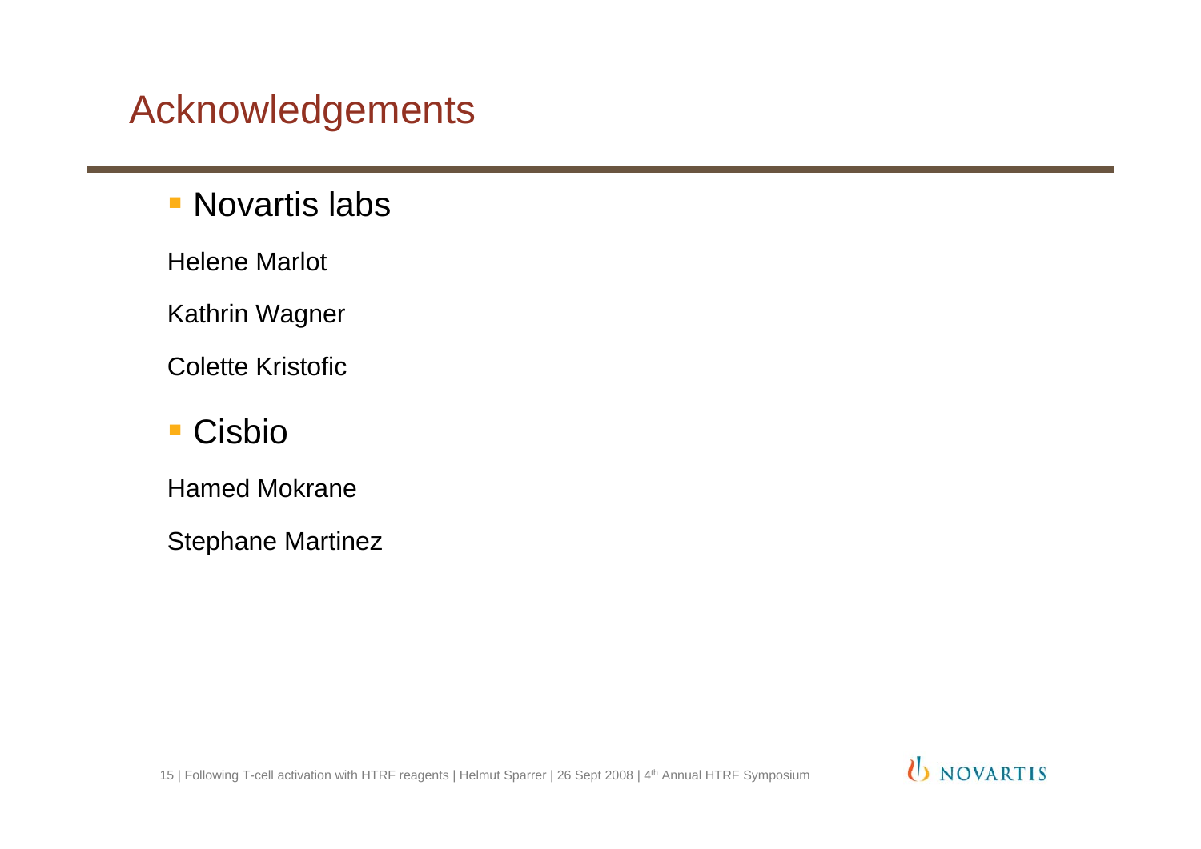# Acknowledgements

- Novartis labs

Helene Marlot

Kathrin Wagner

Colette Kristofic

- Cisbio

Hamed Mokrane

Stephane Martinez